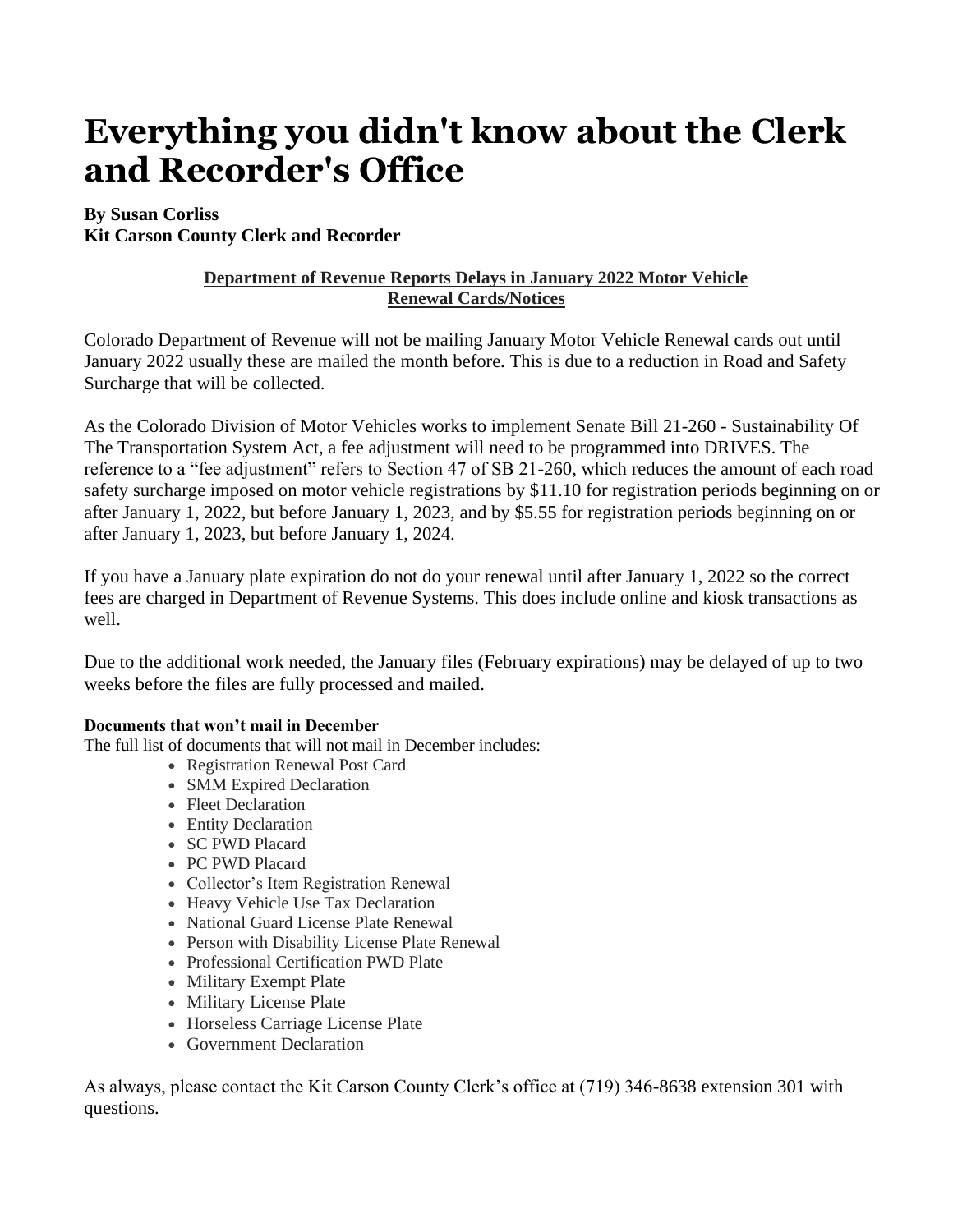# Everything you didn't know about the Clerk and Recorder's Office

**By Susan Corliss**
**Kit Carson County Clerk and Recorder**

**Department of Revenue Reports Delays in January 2022 Motor Vehicle Renewal Cards/Notices**

Colorado Department of Revenue will not be mailing January Motor Vehicle Renewal cards out until January 2022 usually these are mailed the month before. This is due to a reduction in Road and Safety Surcharge that will be collected.

As the Colorado Division of Motor Vehicles works to implement Senate Bill 21-260 - Sustainability Of The Transportation System Act, a fee adjustment will need to be programmed into DRIVES. The reference to a "fee adjustment" refers to Section 47 of SB 21-260, which reduces the amount of each road safety surcharge imposed on motor vehicle registrations by $11.10 for registration periods beginning on or after January 1, 2022, but before January 1, 2023, and by $5.55 for registration periods beginning on or after January 1, 2023, but before January 1, 2024.

If you have a January plate expiration do not do your renewal until after January 1, 2022 so the correct fees are charged in Department of Revenue Systems. This does include online and kiosk transactions as well.

Due to the additional work needed, the January files (February expirations) may be delayed of up to two weeks before the files are fully processed and mailed.

**Documents that won't mail in December**

The full list of documents that will not mail in December includes:

- Registration Renewal Post Card
- SMM Expired Declaration
- Fleet Declaration
- Entity Declaration
- SC PWD Placard
- PC PWD Placard
- Collector's Item Registration Renewal
- Heavy Vehicle Use Tax Declaration
- National Guard License Plate Renewal
- Person with Disability License Plate Renewal
- Professional Certification PWD Plate
- Military Exempt Plate
- Military License Plate
- Horseless Carriage License Plate
- Government Declaration

As always, please contact the Kit Carson County Clerk's office at (719) 346-8638 extension 301 with questions.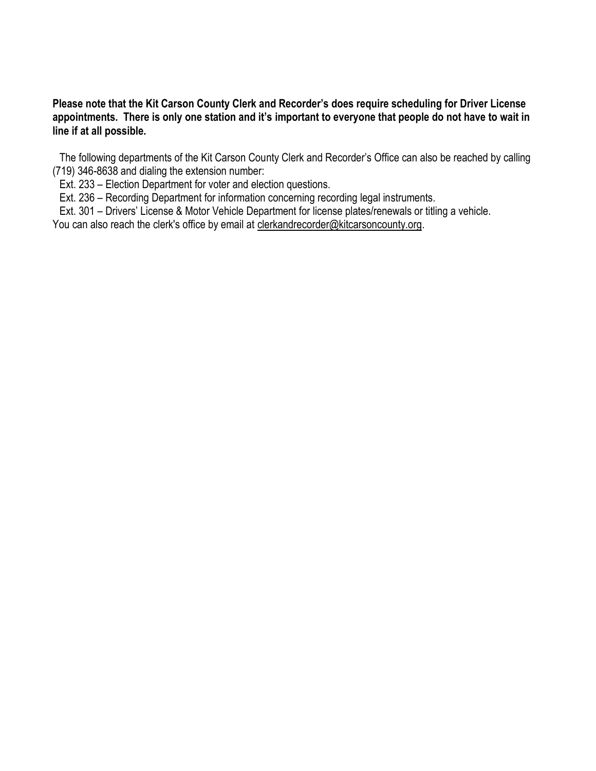**Please note that the Kit Carson County Clerk and Recorder's does require scheduling for Driver License appointments. There is only one station and it's important to everyone that people do not have to wait in line if at all possible.**

The following departments of the Kit Carson County Clerk and Recorder's Office can also be reached by calling (719) 346-8638 and dialing the extension number:

Ext. 233 – Election Department for voter and election questions.

Ext. 236 – Recording Department for information concerning recording legal instruments.

Ext. 301 – Drivers' License & Motor Vehicle Department for license plates/renewals or titling a vehicle.

You can also reach the clerk's office by email at clerkandrecorder@kitcarsoncounty.org.